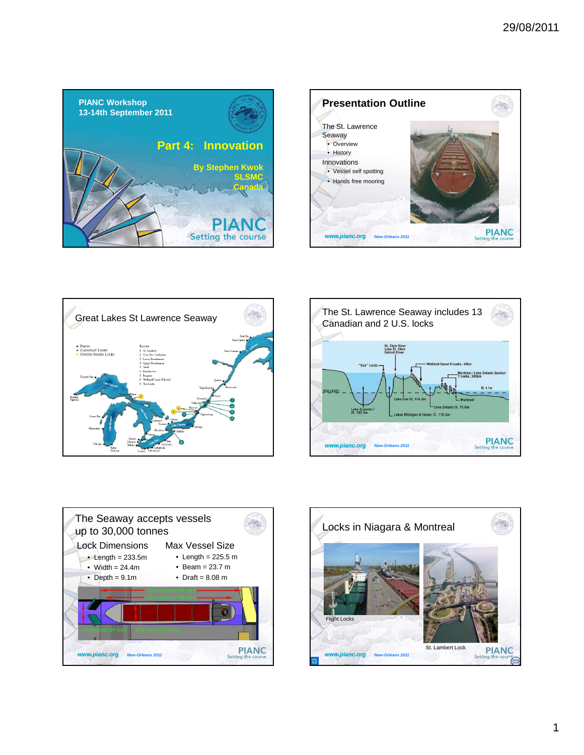## PIANC Workshop
## 13-14th September 2011

### Part 4: Innovation

**By Stephen Kwok**
**SLSMC**
**Canada**

PIANC
Setting the course

---

## Presentation Outline

The St. Lawrence Seaway
- Overview
- History

Innovations
- Vessel self spotting
- Hands free mooring

---

## Great Lakes St Lawrence Seaway

- Ports
- Canadian Locks
- United States Locks

Locks
1. St. Lambert
2. Cote Ste. Catherine
3. Lower Beauharnois
4. Upper Beauharnois
5. Snell
6. Eisenhower
7. Iroquois
8. Welland Canal (8 locks)
9. Soo Locks

---

## The St. Lawrence Seaway includes 13 Canadian and 2 U.S. locks

St. Clair River, Lake St. Clair, Detroit River

"Soo" Locks

Welland Canal 8 Locks, 42km

Montreal / Lake Ontario Section 7 Locks, 300km

El. 6.1m

SEA LEVEL

Lake Erie El. 174.3m

Montreal

Lake Superior / El. 183.5m

Lake Ontario El. 75.6m

Lakes Michigan & Huron El. 176.3m

---

## The Seaway accepts vessels up to 30,000 tonnes

**Lock Dimensions**
- Length = 233.5m
- Width = 24.4m
- Depth = 9.1m

**Max Vessel Size**
- Length = 225.5 m
- Beam = 23.7 m
- Draft = 8.08 m

---

## Locks in Niagara & Montreal

Flight Locks

St. Lambert Lock

www.pianc.org New-Orleans 2011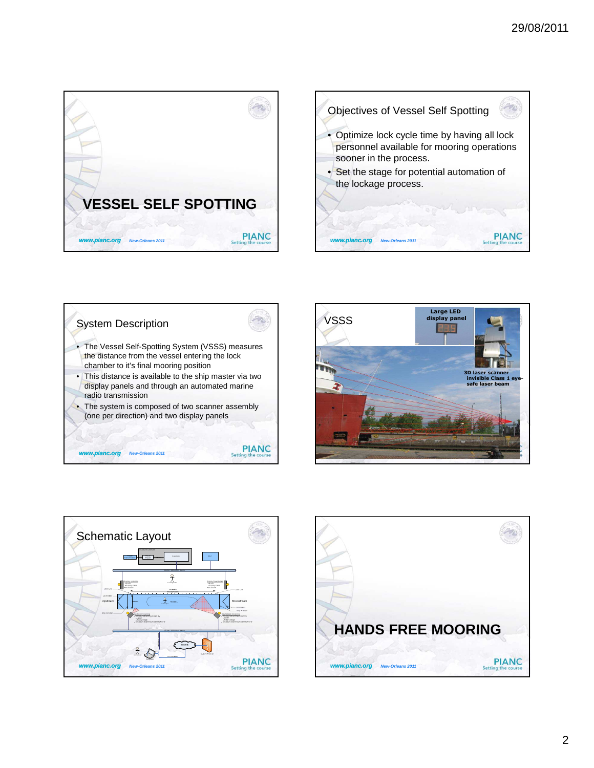# VESSEL SELF SPOTTING

## Objectives of Vessel Self Spotting

- Optimize lock cycle time by having all lock personnel available for mooring operations sooner in the process.
- Set the stage for potential automation of the lockage process.

## System Description

- The Vessel Self-Spotting System (VSSS) measures the distance from the vessel entering the lock chamber to it's final mooring position
- This distance is available to the ship master via two display panels and through an automated marine radio transmission
- The system is composed of two scanner assembly (one per direction) and two display panels

## VSSS

Large LED display panel

3D laser scanner invisible Class 1 eye-safe laser beam

## Schematic Layout

# HANDS FREE MOORING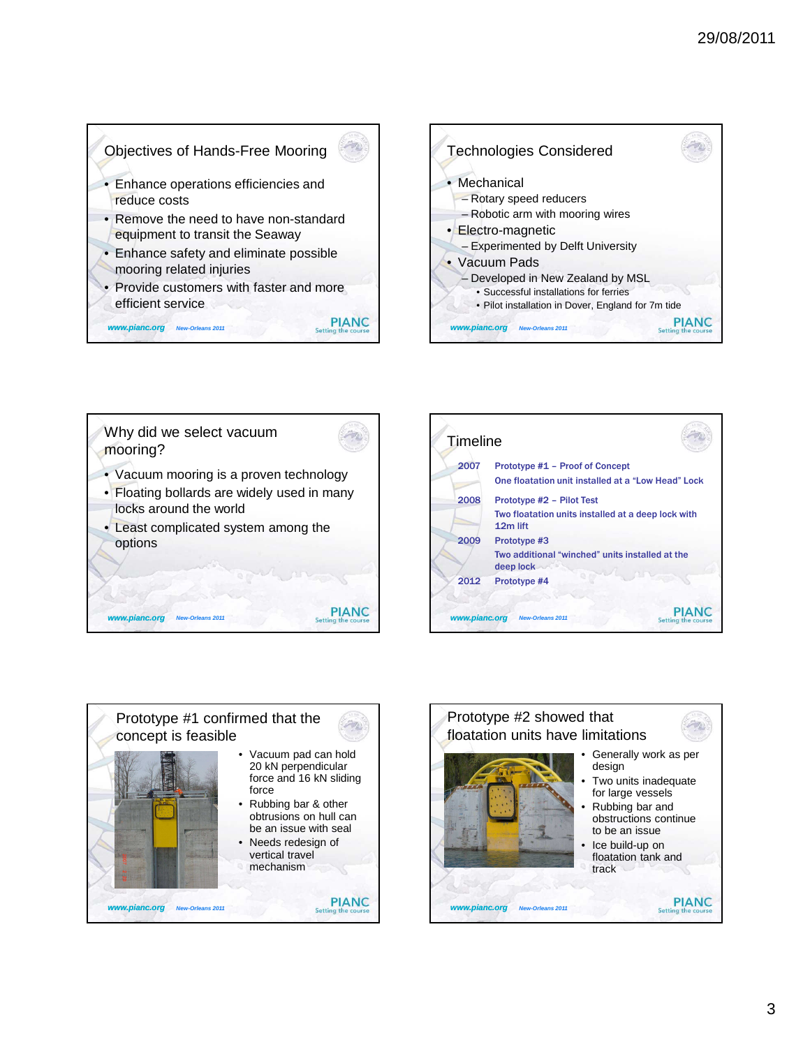## Objectives of Hands-Free Mooring

- Enhance operations efficiencies and reduce costs
- Remove the need to have non-standard equipment to transit the Seaway
- Enhance safety and eliminate possible mooring related injuries
- Provide customers with faster and more efficient service

www.pianc.org New-Orleans 2011

## Technologies Considered

- Mechanical
  - Rotary speed reducers
  - Robotic arm with mooring wires
- Electro-magnetic
  - Experimented by Delft University
- Vacuum Pads
  - Developed in New Zealand by MSL
    - Successful installations for ferries
    - Pilot installation in Dover, England for 7m tide

www.pianc.org New-Orleans 2011

## Why did we select vacuum mooring?

- Vacuum mooring is a proven technology
- Floating bollards are widely used in many locks around the world
- Least complicated system among the options

www.pianc.org New-Orleans 2011

## Timeline

| | |
|---|---|
| 2007 | Prototype #1 – Proof of Concept<br>One floatation unit installed at a "Low Head" Lock |
| 2008 | Prototype #2 – Pilot Test<br>Two floatation units installed at a deep lock with 12m lift |
| 2009 | Prototype #3<br>Two additional "winched" units installed at the deep lock |
| 2012 | Prototype #4 |

www.pianc.org New-Orleans 2011

## Prototype #1 confirmed that the concept is feasible

- Vacuum pad can hold 20 kN perpendicular force and 16 kN sliding force
- Rubbing bar & other obtrusions on hull can be an issue with seal
- Needs redesign of vertical travel mechanism

www.pianc.org New-Orleans 2011

## Prototype #2 showed that floatation units have limitations

- Generally work as per design
- Two units inadequate for large vessels
- Rubbing bar and obstructions continue to be an issue
- Ice build-up on floatation tank and track

www.pianc.org New-Orleans 2011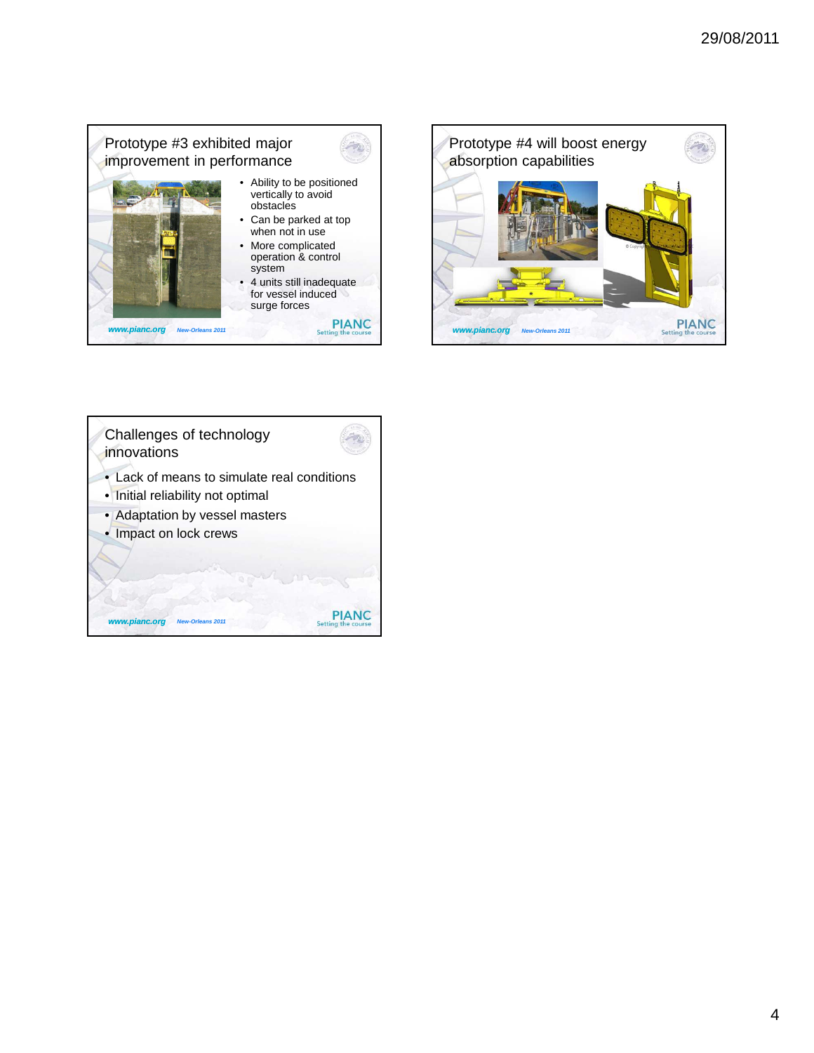## Prototype #3 exhibited major improvement in performance

- Ability to be positioned vertically to avoid obstacles
- Can be parked at top when not in use
- More complicated operation & control system
- 4 units still inadequate for vessel induced surge forces

## Prototype #4 will boost energy absorption capabilities

## Challenges of technology innovations

- Lack of means to simulate real conditions
- Initial reliability not optimal
- Adaptation by vessel masters
- Impact on lock crews